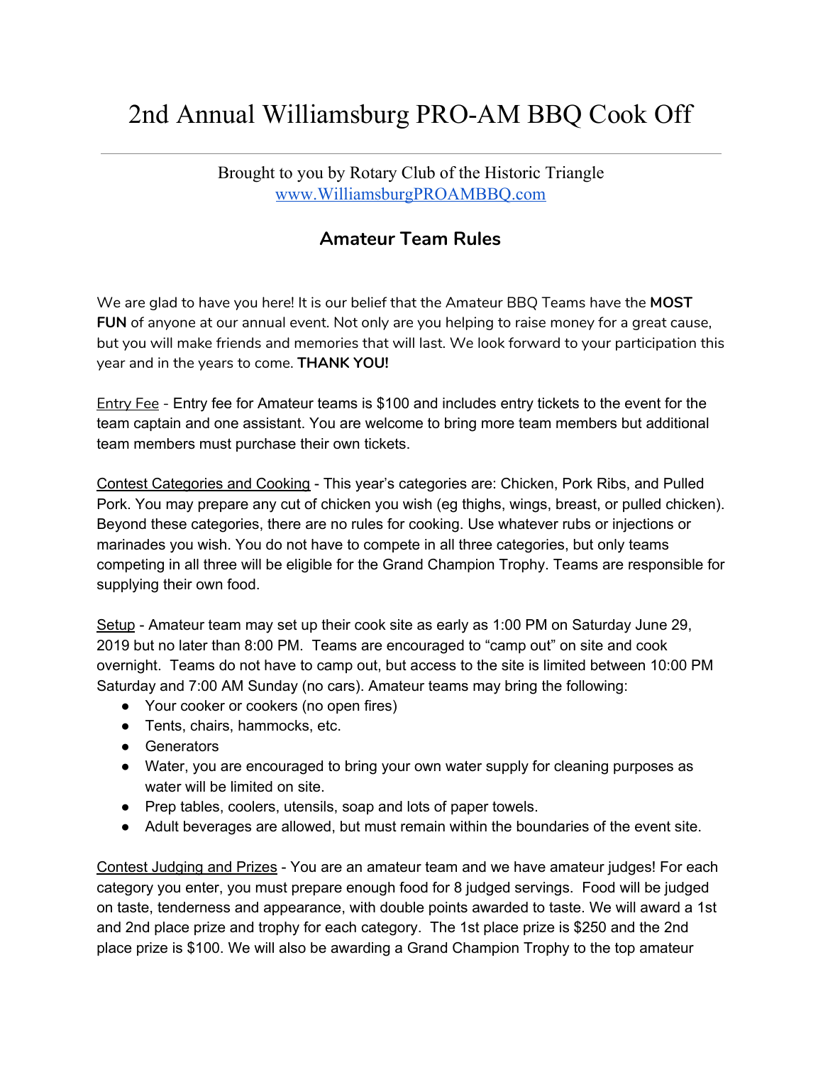# 2nd Annual Williamsburg PRO-AM BBQ Cook Off

Brought to you by Rotary Club of the Historic Triangle
[www.WilliamsburgPROAMBBQ.com](http://www.WilliamsburgPROAMBBQ.com)

## Amateur Team Rules

We are glad to have you here! It is our belief that the Amateur BBQ Teams have the **MOST FUN** of anyone at our annual event. Not only are you helping to raise money for a great cause, but you will make friends and memories that will last. We look forward to your participation this year and in the years to come. **THANK YOU!**

Entry Fee - Entry fee for Amateur teams is $100 and includes entry tickets to the event for the team captain and one assistant. You are welcome to bring more team members but additional team members must purchase their own tickets.

Contest Categories and Cooking - This year's categories are: Chicken, Pork Ribs, and Pulled Pork. You may prepare any cut of chicken you wish (eg thighs, wings, breast, or pulled chicken). Beyond these categories, there are no rules for cooking. Use whatever rubs or injections or marinades you wish. You do not have to compete in all three categories, but only teams competing in all three will be eligible for the Grand Champion Trophy. Teams are responsible for supplying their own food.

Setup - Amateur team may set up their cook site as early as 1:00 PM on Saturday June 29, 2019 but no later than 8:00 PM. Teams are encouraged to "camp out" on site and cook overnight. Teams do not have to camp out, but access to the site is limited between 10:00 PM Saturday and 7:00 AM Sunday (no cars). Amateur teams may bring the following:

- Your cooker or cookers (no open fires)
- Tents, chairs, hammocks, etc.
- Generators
- Water, you are encouraged to bring your own water supply for cleaning purposes as water will be limited on site.
- Prep tables, coolers, utensils, soap and lots of paper towels.
- Adult beverages are allowed, but must remain within the boundaries of the event site.

Contest Judging and Prizes - You are an amateur team and we have amateur judges! For each category you enter, you must prepare enough food for 8 judged servings. Food will be judged on taste, tenderness and appearance, with double points awarded to taste. We will award a 1st and 2nd place prize and trophy for each category. The 1st place prize is $250 and the 2nd place prize is $100. We will also be awarding a Grand Champion Trophy to the top amateur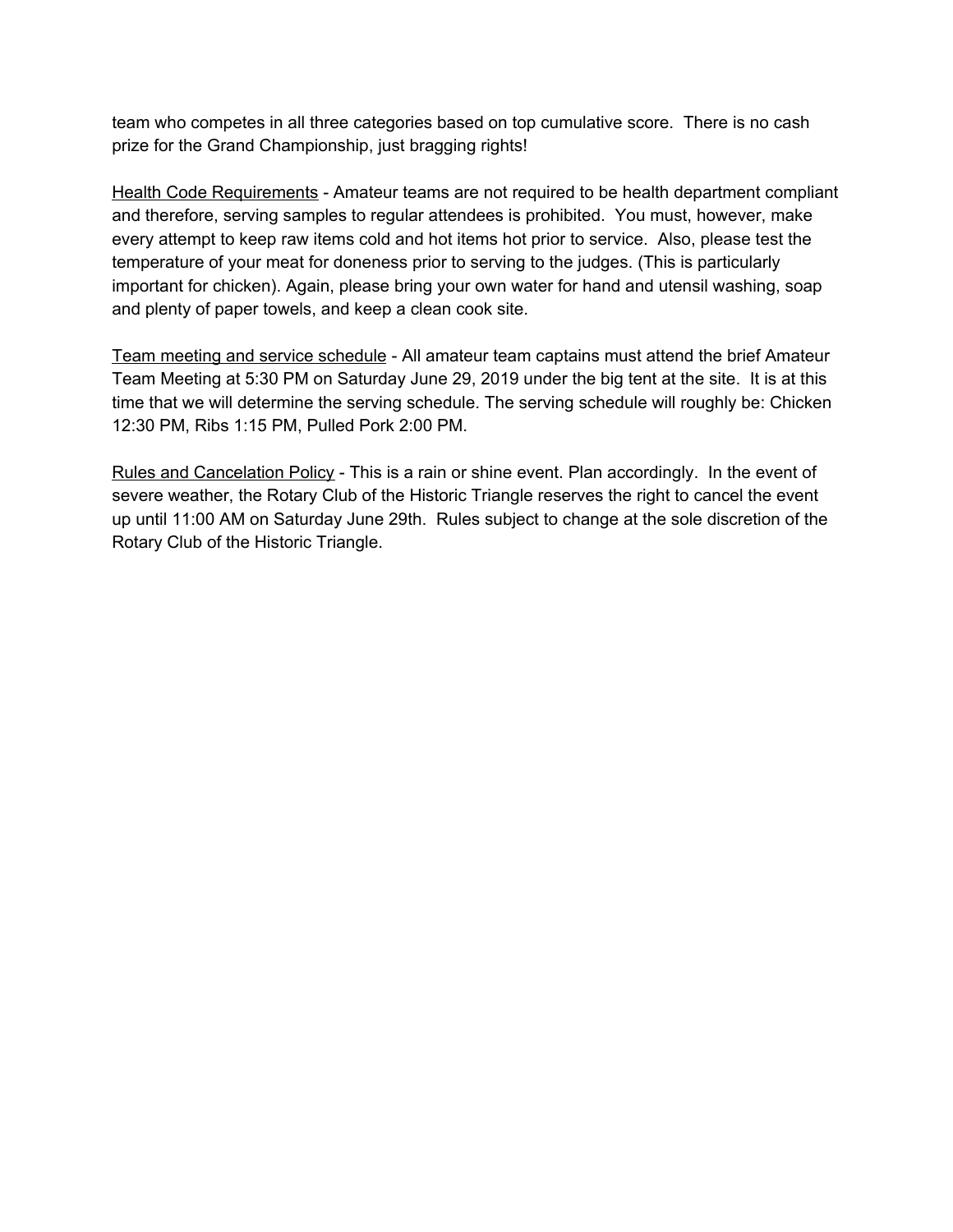team who competes in all three categories based on top cumulative score. There is no cash prize for the Grand Championship, just bragging rights!

<u>Health Code Requirements</u> - Amateur teams are not required to be health department compliant and therefore, serving samples to regular attendees is prohibited. You must, however, make every attempt to keep raw items cold and hot items hot prior to service. Also, please test the temperature of your meat for doneness prior to serving to the judges. (This is particularly important for chicken). Again, please bring your own water for hand and utensil washing, soap and plenty of paper towels, and keep a clean cook site.

<u>Team meeting and service schedule</u> - All amateur team captains must attend the brief Amateur Team Meeting at 5:30 PM on Saturday June 29, 2019 under the big tent at the site. It is at this time that we will determine the serving schedule. The serving schedule will roughly be: Chicken 12:30 PM, Ribs 1:15 PM, Pulled Pork 2:00 PM.

<u>Rules and Cancelation Policy</u> - This is a rain or shine event. Plan accordingly. In the event of severe weather, the Rotary Club of the Historic Triangle reserves the right to cancel the event up until 11:00 AM on Saturday June 29th. Rules subject to change at the sole discretion of the Rotary Club of the Historic Triangle.